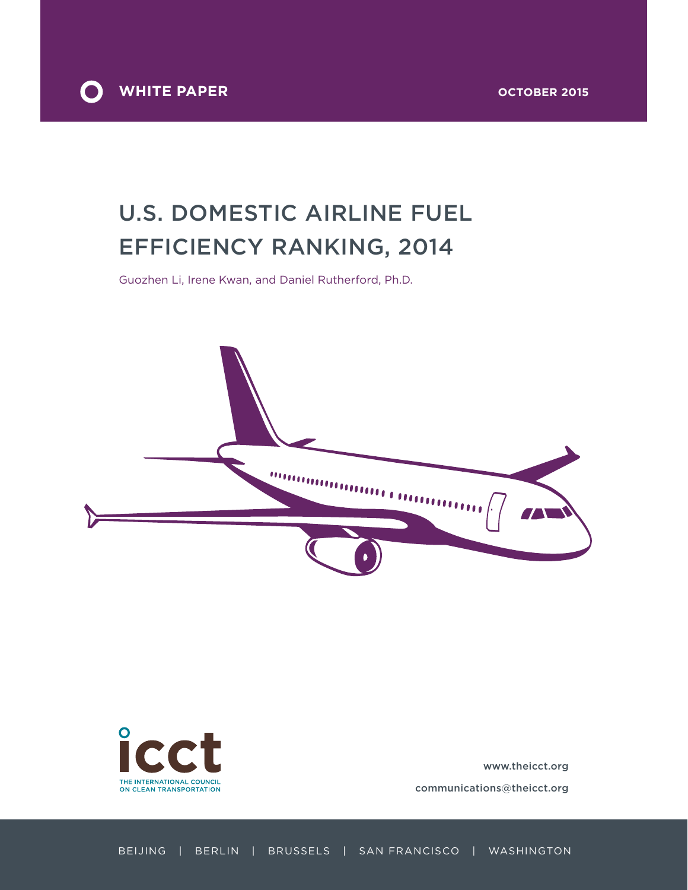WHITE PAPER

OCTOBER 2015

# U.S. DOMESTIC AIRLINE FUEL EFFICIENCY RANKING, 2014

Guozhen Li, Irene Kwan, and Daniel Rutherford, Ph.D.

icct

THE INTERNATIONAL COUNCIL ON CLEAN TRANSPORTATION

www.theicct.org

communications@theicct.org

BEIJING | BERLIN | BRUSSELS | SAN FRANCISCO | WASHINGTON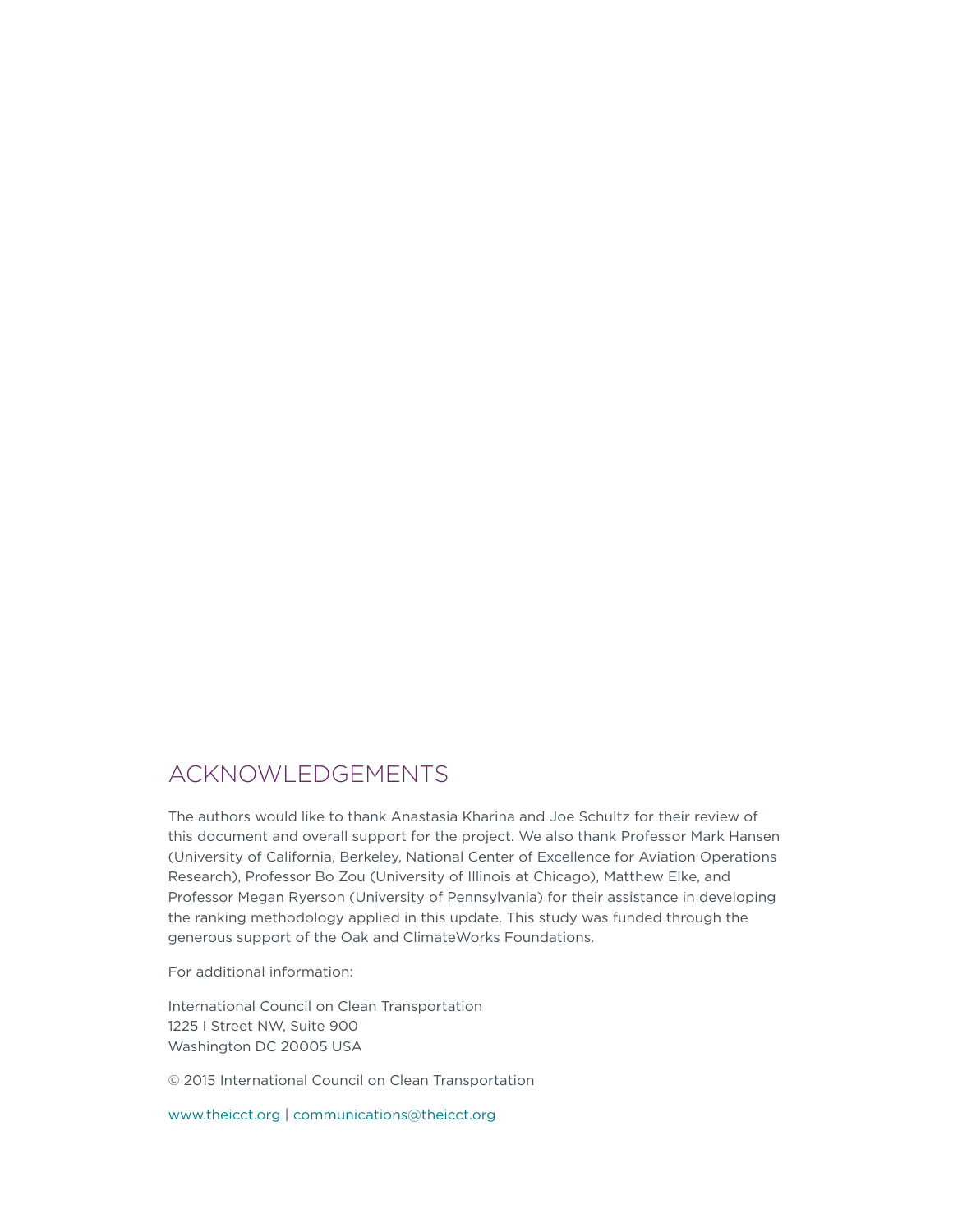## ACKNOWLEDGEMENTS

The authors would like to thank Anastasia Kharina and Joe Schultz for their review of this document and overall support for the project. We also thank Professor Mark Hansen (University of California, Berkeley, National Center of Excellence for Aviation Operations Research), Professor Bo Zou (University of Illinois at Chicago), Matthew Elke, and Professor Megan Ryerson (University of Pennsylvania) for their assistance in developing the ranking methodology applied in this update. This study was funded through the generous support of the Oak and ClimateWorks Foundations.

For additional information:

International Council on Clean Transportation
1225 I Street NW, Suite 900
Washington DC 20005 USA

© 2015 International Council on Clean Transportation

www.theicct.org | communications@theicct.org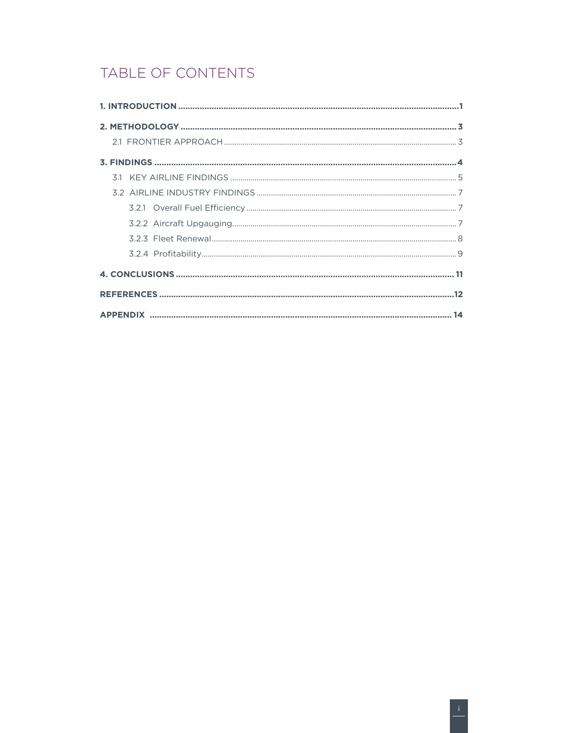# TABLE OF CONTENTS

**1. INTRODUCTION** .......... **1**

**2. METHODOLOGY** .......... **3**

- 2.1 FRONTIER APPROACH .......... 3

**3. FINDINGS** .......... **4**

- 3.1 KEY AIRLINE FINDINGS .......... 5
- 3.2 AIRLINE INDUSTRY FINDINGS .......... 7
  - 3.2.1 Overall Fuel Efficiency .......... 7
  - 3.2.2 Aircraft Upgauging .......... 7
  - 3.2.3 Fleet Renewal .......... 8
  - 3.2.4 Profitability .......... 9

**4. CONCLUSIONS** .......... **11**

**REFERENCES** .......... **12**

**APPENDIX** .......... **14**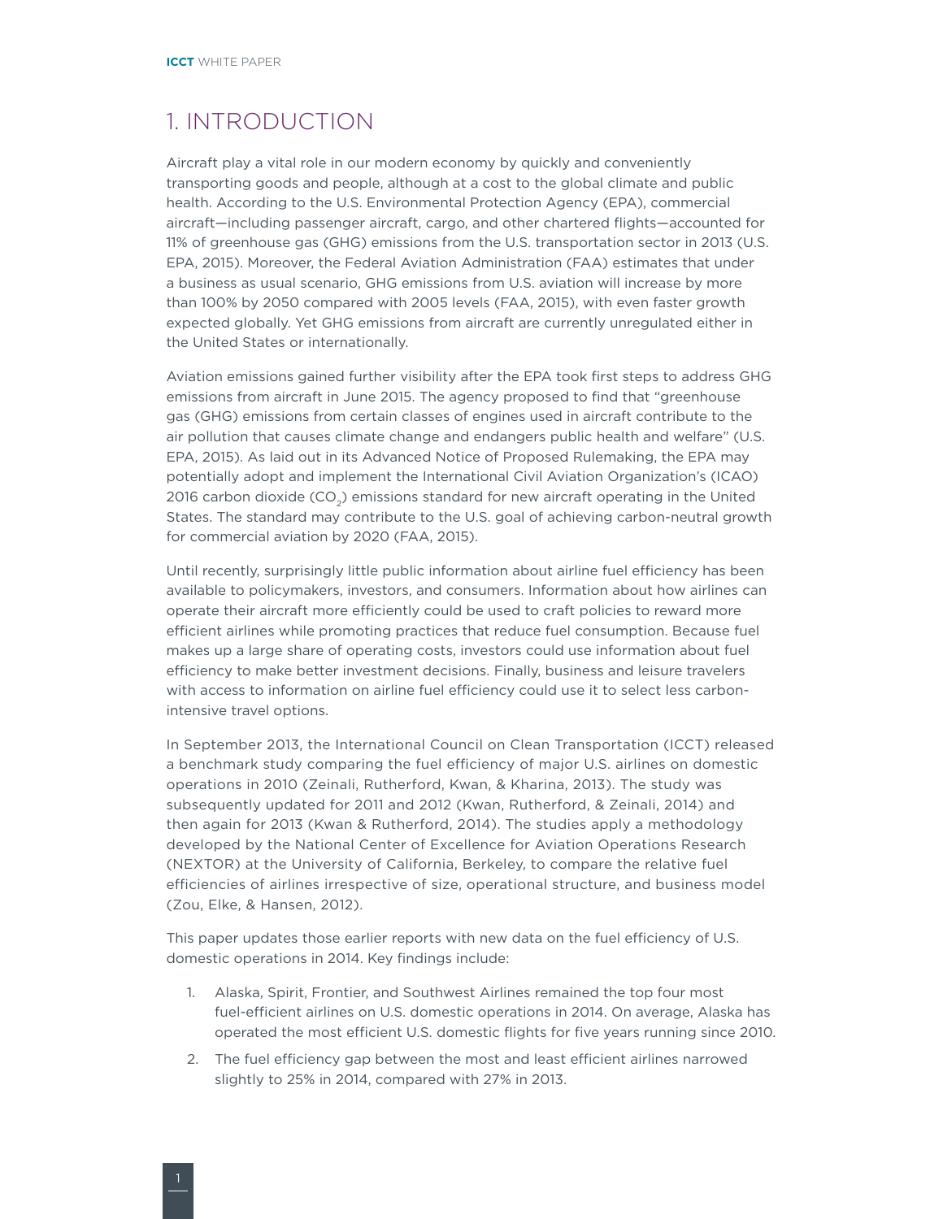# 1. INTRODUCTION

Aircraft play a vital role in our modern economy by quickly and conveniently transporting goods and people, although at a cost to the global climate and public health. According to the U.S. Environmental Protection Agency (EPA), commercial aircraft—including passenger aircraft, cargo, and other chartered flights—accounted for 11% of greenhouse gas (GHG) emissions from the U.S. transportation sector in 2013 (U.S. EPA, 2015). Moreover, the Federal Aviation Administration (FAA) estimates that under a business as usual scenario, GHG emissions from U.S. aviation will increase by more than 100% by 2050 compared with 2005 levels (FAA, 2015), with even faster growth expected globally. Yet GHG emissions from aircraft are currently unregulated either in the United States or internationally.

Aviation emissions gained further visibility after the EPA took first steps to address GHG emissions from aircraft in June 2015. The agency proposed to find that "greenhouse gas (GHG) emissions from certain classes of engines used in aircraft contribute to the air pollution that causes climate change and endangers public health and welfare" (U.S. EPA, 2015). As laid out in its Advanced Notice of Proposed Rulemaking, the EPA may potentially adopt and implement the International Civil Aviation Organization's (ICAO) 2016 carbon dioxide ($CO_2$) emissions standard for new aircraft operating in the United States. The standard may contribute to the U.S. goal of achieving carbon-neutral growth for commercial aviation by 2020 (FAA, 2015).

Until recently, surprisingly little public information about airline fuel efficiency has been available to policymakers, investors, and consumers. Information about how airlines can operate their aircraft more efficiently could be used to craft policies to reward more efficient airlines while promoting practices that reduce fuel consumption. Because fuel makes up a large share of operating costs, investors could use information about fuel efficiency to make better investment decisions. Finally, business and leisure travelers with access to information on airline fuel efficiency could use it to select less carbon-intensive travel options.

In September 2013, the International Council on Clean Transportation (ICCT) released a benchmark study comparing the fuel efficiency of major U.S. airlines on domestic operations in 2010 (Zeinali, Rutherford, Kwan, & Kharina, 2013). The study was subsequently updated for 2011 and 2012 (Kwan, Rutherford, & Zeinali, 2014) and then again for 2013 (Kwan & Rutherford, 2014). The studies apply a methodology developed by the National Center of Excellence for Aviation Operations Research (NEXTOR) at the University of California, Berkeley, to compare the relative fuel efficiencies of airlines irrespective of size, operational structure, and business model (Zou, Elke, & Hansen, 2012).

This paper updates those earlier reports with new data on the fuel efficiency of U.S. domestic operations in 2014. Key findings include:

1. Alaska, Spirit, Frontier, and Southwest Airlines remained the top four most fuel-efficient airlines on U.S. domestic operations in 2014. On average, Alaska has operated the most efficient U.S. domestic flights for five years running since 2010.
2. The fuel efficiency gap between the most and least efficient airlines narrowed slightly to 25% in 2014, compared with 27% in 2013.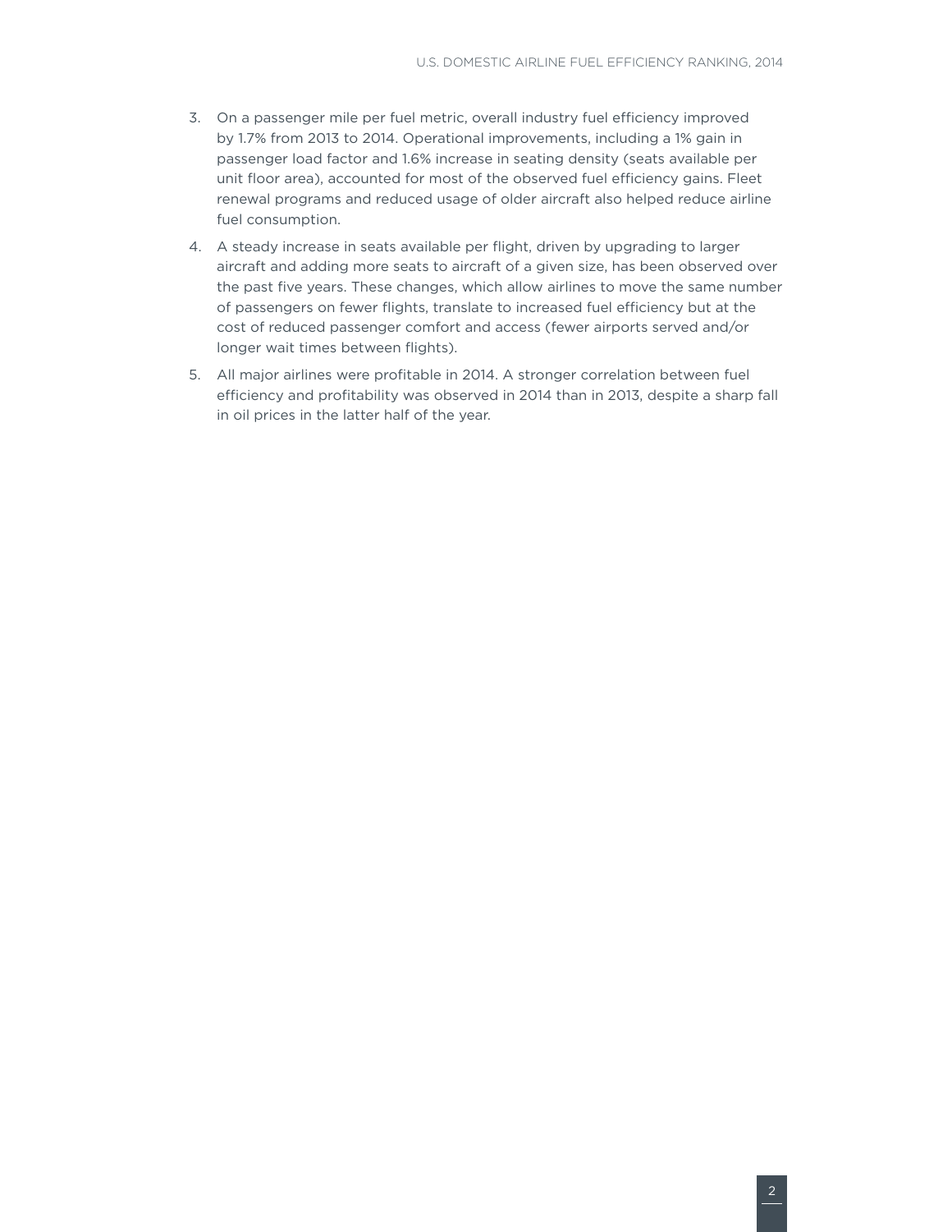3. On a passenger mile per fuel metric, overall industry fuel efficiency improved by 1.7% from 2013 to 2014. Operational improvements, including a 1% gain in passenger load factor and 1.6% increase in seating density (seats available per unit floor area), accounted for most of the observed fuel efficiency gains. Fleet renewal programs and reduced usage of older aircraft also helped reduce airline fuel consumption.
4. A steady increase in seats available per flight, driven by upgrading to larger aircraft and adding more seats to aircraft of a given size, has been observed over the past five years. These changes, which allow airlines to move the same number of passengers on fewer flights, translate to increased fuel efficiency but at the cost of reduced passenger comfort and access (fewer airports served and/or longer wait times between flights).
5. All major airlines were profitable in 2014. A stronger correlation between fuel efficiency and profitability was observed in 2014 than in 2013, despite a sharp fall in oil prices in the latter half of the year.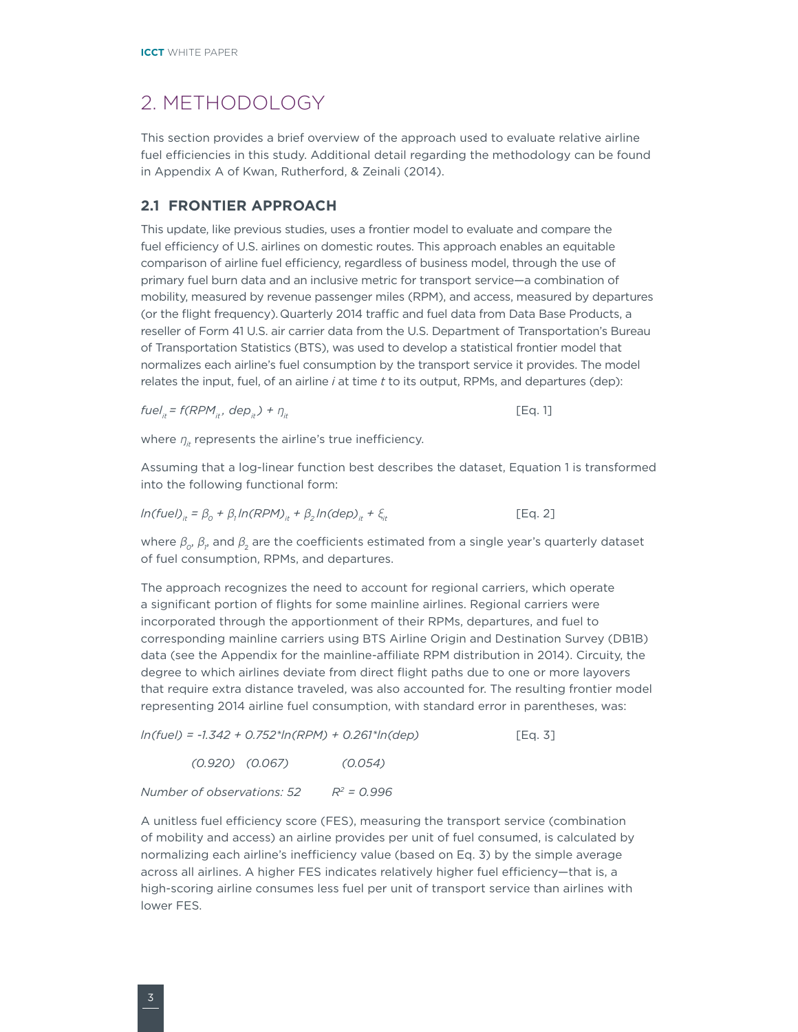## 2. METHODOLOGY

This section provides a brief overview of the approach used to evaluate relative airline fuel efficiencies in this study. Additional detail regarding the methodology can be found in Appendix A of Kwan, Rutherford, & Zeinali (2014).

### 2.1 FRONTIER APPROACH

This update, like previous studies, uses a frontier model to evaluate and compare the fuel efficiency of U.S. airlines on domestic routes. This approach enables an equitable comparison of airline fuel efficiency, regardless of business model, through the use of primary fuel burn data and an inclusive metric for transport service—a combination of mobility, measured by revenue passenger miles (RPM), and access, measured by departures (or the flight frequency). Quarterly 2014 traffic and fuel data from Data Base Products, a reseller of Form 41 U.S. air carrier data from the U.S. Department of Transportation's Bureau of Transportation Statistics (BTS), was used to develop a statistical frontier model that normalizes each airline's fuel consumption by the transport service it provides. The model relates the input, fuel, of an airline *i* at time *t* to its output, RPMs, and departures (dep):

$$fuel_{it} = f(RPM_{it}, dep_{it}) + \eta_{it} \qquad \text{[Eq. 1]}$$

where $\eta_{it}$ represents the airline's true inefficiency.

Assuming that a log-linear function best describes the dataset, Equation 1 is transformed into the following functional form:

$$ln(fuel)_{it} = \beta_0 + \beta_1 ln(RPM)_{it} + \beta_2 ln(dep)_{it} + \xi_{it} \qquad \text{[Eq. 2]}$$

where $\beta_0$, $\beta_1$, and $\beta_2$ are the coefficients estimated from a single year's quarterly dataset of fuel consumption, RPMs, and departures.

The approach recognizes the need to account for regional carriers, which operate a significant portion of flights for some mainline airlines. Regional carriers were incorporated through the apportionment of their RPMs, departures, and fuel to corresponding mainline carriers using BTS Airline Origin and Destination Survey (DB1B) data (see the Appendix for the mainline-affiliate RPM distribution in 2014). Circuity, the degree to which airlines deviate from direct flight paths due to one or more layovers that require extra distance traveled, was also accounted for. The resulting frontier model representing 2014 airline fuel consumption, with standard error in parentheses, was:

$$ln(fuel) = -1.342 + 0.752*ln(RPM) + 0.261*ln(dep) \qquad \text{[Eq. 3]}$$

$$(0.920) \quad (0.067) \qquad (0.054)$$

*Number of observations: 52* $\qquad$ $R^2 = 0.996$

A unitless fuel efficiency score (FES), measuring the transport service (combination of mobility and access) an airline provides per unit of fuel consumed, is calculated by normalizing each airline's inefficiency value (based on Eq. 3) by the simple average across all airlines. A higher FES indicates relatively higher fuel efficiency—that is, a high-scoring airline consumes less fuel per unit of transport service than airlines with lower FES.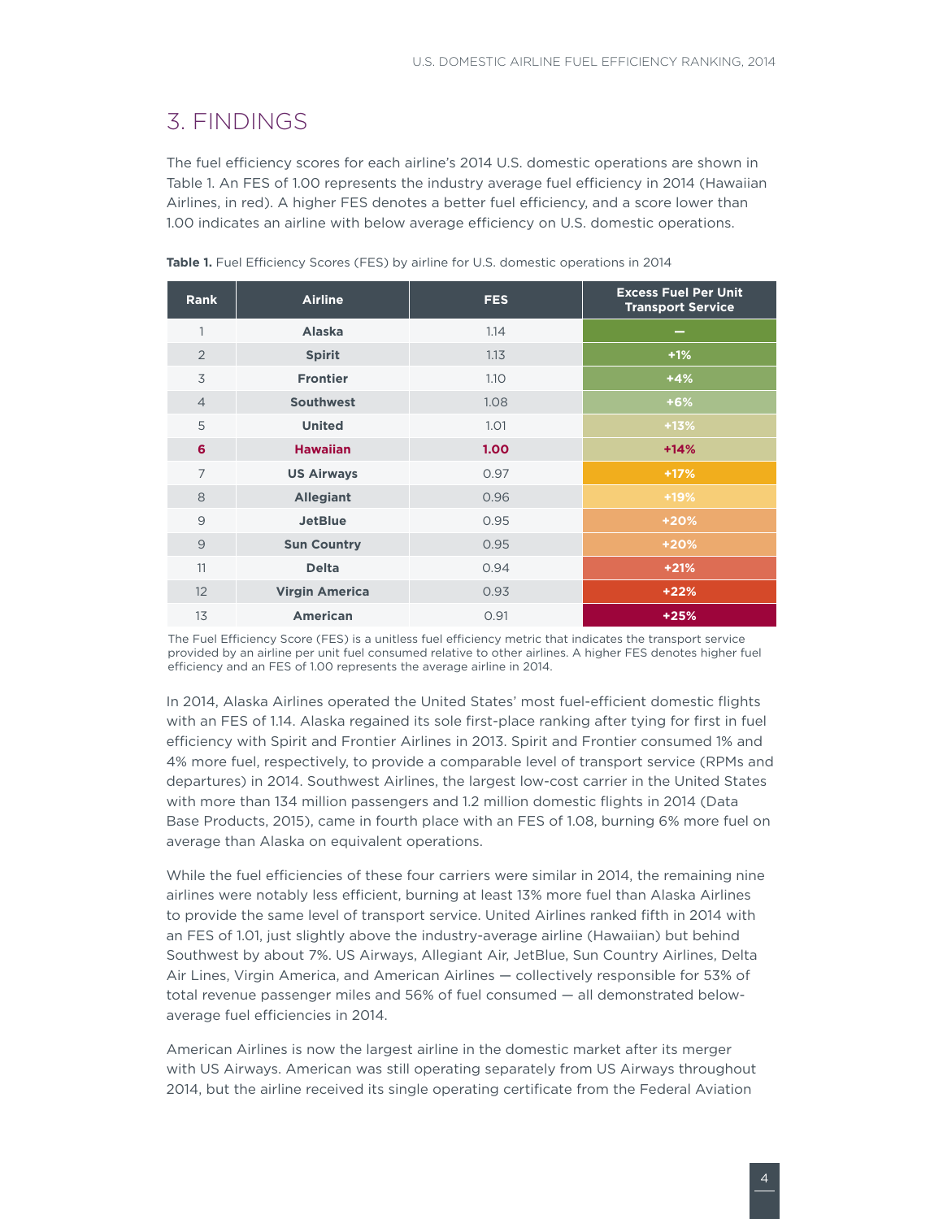## 3. FINDINGS

The fuel efficiency scores for each airline's 2014 U.S. domestic operations are shown in Table 1. An FES of 1.00 represents the industry average fuel efficiency in 2014 (Hawaiian Airlines, in red). A higher FES denotes a better fuel efficiency, and a score lower than 1.00 indicates an airline with below average efficiency on U.S. domestic operations.

**Table 1.** Fuel Efficiency Scores (FES) by airline for U.S. domestic operations in 2014

| Rank | Airline | FES | Excess Fuel Per Unit Transport Service |
|---|---|---|---|
| 1 | **Alaska** | 1.14 | – |
| 2 | **Spirit** | 1.13 | +1% |
| 3 | **Frontier** | 1.10 | +4% |
| 4 | **Southwest** | 1.08 | +6% |
| 5 | **United** | 1.01 | +13% |
| **6** | **Hawaiian** | **1.00** | **+14%** |
| 7 | **US Airways** | 0.97 | +17% |
| 8 | **Allegiant** | 0.96 | +19% |
| 9 | **JetBlue** | 0.95 | +20% |
| 9 | **Sun Country** | 0.95 | +20% |
| 11 | **Delta** | 0.94 | +21% |
| 12 | **Virgin America** | 0.93 | +22% |
| 13 | **American** | 0.91 | +25% |

The Fuel Efficiency Score (FES) is a unitless fuel efficiency metric that indicates the transport service provided by an airline per unit fuel consumed relative to other airlines. A higher FES denotes higher fuel efficiency and an FES of 1.00 represents the average airline in 2014.

In 2014, Alaska Airlines operated the United States' most fuel-efficient domestic flights with an FES of 1.14. Alaska regained its sole first-place ranking after tying for first in fuel efficiency with Spirit and Frontier Airlines in 2013. Spirit and Frontier consumed 1% and 4% more fuel, respectively, to provide a comparable level of transport service (RPMs and departures) in 2014. Southwest Airlines, the largest low-cost carrier in the United States with more than 134 million passengers and 1.2 million domestic flights in 2014 (Data Base Products, 2015), came in fourth place with an FES of 1.08, burning 6% more fuel on average than Alaska on equivalent operations.

While the fuel efficiencies of these four carriers were similar in 2014, the remaining nine airlines were notably less efficient, burning at least 13% more fuel than Alaska Airlines to provide the same level of transport service. United Airlines ranked fifth in 2014 with an FES of 1.01, just slightly above the industry-average airline (Hawaiian) but behind Southwest by about 7%. US Airways, Allegiant Air, JetBlue, Sun Country Airlines, Delta Air Lines, Virgin America, and American Airlines — collectively responsible for 53% of total revenue passenger miles and 56% of fuel consumed — all demonstrated below-average fuel efficiencies in 2014.

American Airlines is now the largest airline in the domestic market after its merger with US Airways. American was still operating separately from US Airways throughout 2014, but the airline received its single operating certificate from the Federal Aviation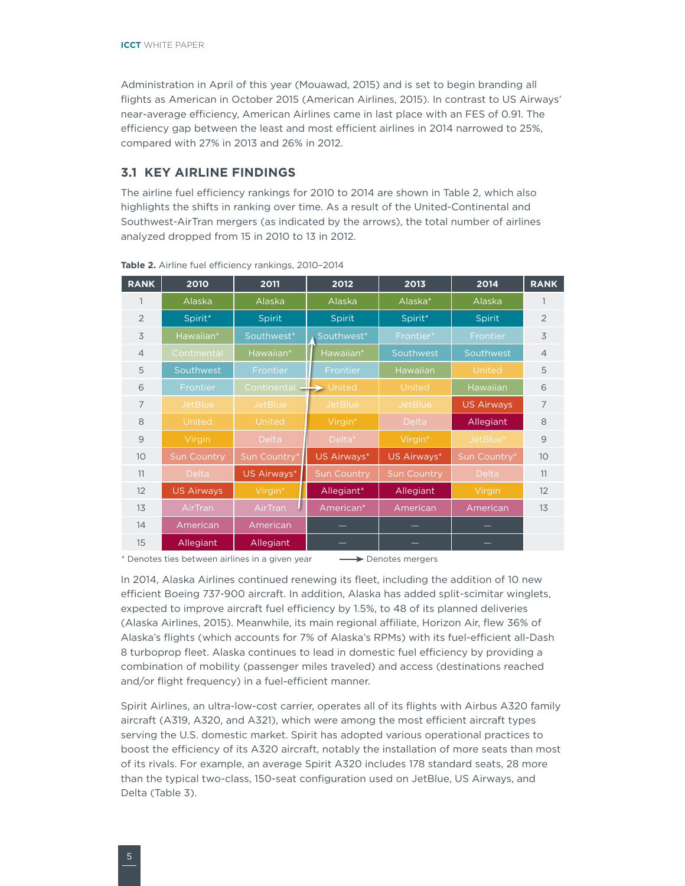Administration in April of this year (Mouawad, 2015) and is set to begin branding all flights as American in October 2015 (American Airlines, 2015). In contrast to US Airways' near-average efficiency, American Airlines came in last place with an FES of 0.91. The efficiency gap between the least and most efficient airlines in 2014 narrowed to 25%, compared with 27% in 2013 and 26% in 2012.

## 3.1 KEY AIRLINE FINDINGS

The airline fuel efficiency rankings for 2010 to 2014 are shown in Table 2, which also highlights the shifts in ranking over time. As a result of the United-Continental and Southwest-AirTran mergers (as indicated by the arrows), the total number of airlines analyzed dropped from 15 in 2010 to 13 in 2012.

**Table 2.** Airline fuel efficiency rankings, 2010–2014

| RANK | 2010 | 2011 | 2012 | 2013 | 2014 | RANK |
|---|---|---|---|---|---|---|
| 1 | Alaska | Alaska | Alaska | Alaska* | Alaska | 1 |
| 2 | Spirit* | Spirit | Spirit | Spirit* | Spirit | 2 |
| 3 | Hawaiian* | Southwest* | Southwest* | Frontier* | Frontier | 3 |
| 4 | Continental | Hawaiian* | Hawaiian* | Southwest | Southwest | 4 |
| 5 | Southwest | Frontier | Frontier | Hawaiian | United | 5 |
| 6 | Frontier | Continental | United | United | Hawaiian | 6 |
| 7 | JetBlue | JetBlue | JetBlue | JetBlue | US Airways | 7 |
| 8 | United | United | Virgin* | Delta | Allegiant | 8 |
| 9 | Virgin | Delta | Delta* | Virgin* | JetBlue* | 9 |
| 10 | Sun Country | Sun Country* | US Airways* | US Airways* | Sun Country* | 10 |
| 11 | Delta | US Airways* | Sun Country | Sun Country | Delta | 11 |
| 12 | US Airways | Virgin* | Allegiant* | Allegiant | Virgin | 12 |
| 13 | AirTran | AirTran | American* | American | American | 13 |
| 14 | American | American | — | — | — | |
| 15 | Allegiant | Allegiant | — | — | — | |

\* Denotes ties between airlines in a given year ⟶ Denotes mergers

In 2014, Alaska Airlines continued renewing its fleet, including the addition of 10 new efficient Boeing 737-900 aircraft. In addition, Alaska has added split-scimitar winglets, expected to improve aircraft fuel efficiency by 1.5%, to 48 of its planned deliveries (Alaska Airlines, 2015). Meanwhile, its main regional affiliate, Horizon Air, flew 36% of Alaska's flights (which accounts for 7% of Alaska's RPMs) with its fuel-efficient all-Dash 8 turboprop fleet. Alaska continues to lead in domestic fuel efficiency by providing a combination of mobility (passenger miles traveled) and access (destinations reached and/or flight frequency) in a fuel-efficient manner.

Spirit Airlines, an ultra-low-cost carrier, operates all of its flights with Airbus A320 family aircraft (A319, A320, and A321), which were among the most efficient aircraft types serving the U.S. domestic market. Spirit has adopted various operational practices to boost the efficiency of its A320 aircraft, notably the installation of more seats than most of its rivals. For example, an average Spirit A320 includes 178 standard seats, 28 more than the typical two-class, 150-seat configuration used on JetBlue, US Airways, and Delta (Table 3).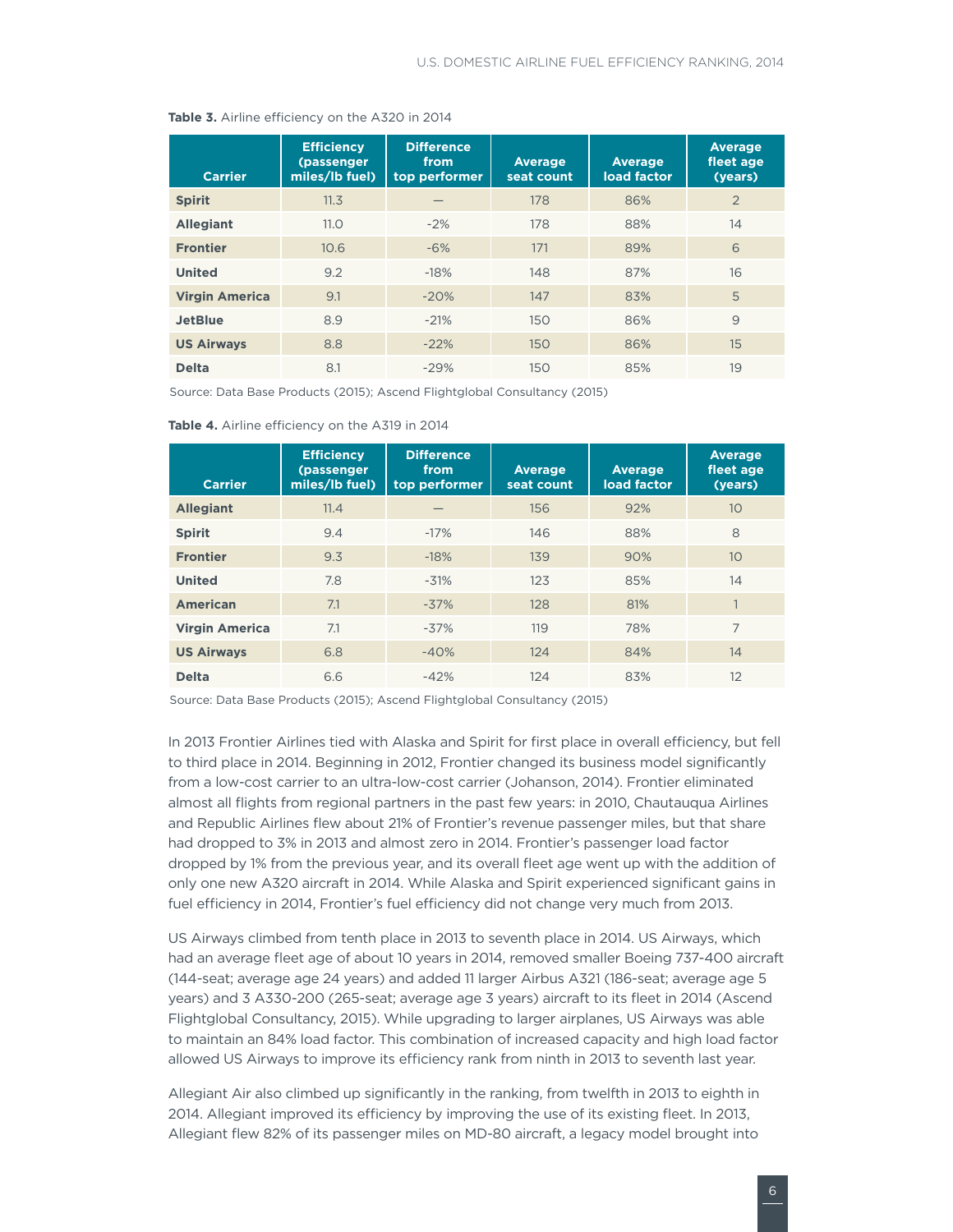**Table 3.** Airline efficiency on the A320 in 2014

| Carrier | Efficiency (passenger miles/lb fuel) | Difference from top performer | Average seat count | Average load factor | Average fleet age (years) |
|---|---|---|---|---|---|
| **Spirit** | 11.3 | — | 178 | 86% | 2 |
| **Allegiant** | 11.0 | -2% | 178 | 88% | 14 |
| **Frontier** | 10.6 | -6% | 171 | 89% | 6 |
| **United** | 9.2 | -18% | 148 | 87% | 16 |
| **Virgin America** | 9.1 | -20% | 147 | 83% | 5 |
| **JetBlue** | 8.9 | -21% | 150 | 86% | 9 |
| **US Airways** | 8.8 | -22% | 150 | 86% | 15 |
| **Delta** | 8.1 | -29% | 150 | 85% | 19 |

Source: Data Base Products (2015); Ascend Flightglobal Consultancy (2015)

**Table 4.** Airline efficiency on the A319 in 2014

| Carrier | Efficiency (passenger miles/lb fuel) | Difference from top performer | Average seat count | Average load factor | Average fleet age (years) |
|---|---|---|---|---|---|
| **Allegiant** | 11.4 | — | 156 | 92% | 10 |
| **Spirit** | 9.4 | -17% | 146 | 88% | 8 |
| **Frontier** | 9.3 | -18% | 139 | 90% | 10 |
| **United** | 7.8 | -31% | 123 | 85% | 14 |
| **American** | 7.1 | -37% | 128 | 81% | 1 |
| **Virgin America** | 7.1 | -37% | 119 | 78% | 7 |
| **US Airways** | 6.8 | -40% | 124 | 84% | 14 |
| **Delta** | 6.6 | -42% | 124 | 83% | 12 |

Source: Data Base Products (2015); Ascend Flightglobal Consultancy (2015)

In 2013 Frontier Airlines tied with Alaska and Spirit for first place in overall efficiency, but fell to third place in 2014. Beginning in 2012, Frontier changed its business model significantly from a low-cost carrier to an ultra-low-cost carrier (Johanson, 2014). Frontier eliminated almost all flights from regional partners in the past few years: in 2010, Chautauqua Airlines and Republic Airlines flew about 21% of Frontier's revenue passenger miles, but that share had dropped to 3% in 2013 and almost zero in 2014. Frontier's passenger load factor dropped by 1% from the previous year, and its overall fleet age went up with the addition of only one new A320 aircraft in 2014. While Alaska and Spirit experienced significant gains in fuel efficiency in 2014, Frontier's fuel efficiency did not change very much from 2013.

US Airways climbed from tenth place in 2013 to seventh place in 2014. US Airways, which had an average fleet age of about 10 years in 2014, removed smaller Boeing 737-400 aircraft (144-seat; average age 24 years) and added 11 larger Airbus A321 (186-seat; average age 5 years) and 3 A330-200 (265-seat; average age 3 years) aircraft to its fleet in 2014 (Ascend Flightglobal Consultancy, 2015). While upgrading to larger airplanes, US Airways was able to maintain an 84% load factor. This combination of increased capacity and high load factor allowed US Airways to improve its efficiency rank from ninth in 2013 to seventh last year.

Allegiant Air also climbed up significantly in the ranking, from twelfth in 2013 to eighth in 2014. Allegiant improved its efficiency by improving the use of its existing fleet. In 2013, Allegiant flew 82% of its passenger miles on MD-80 aircraft, a legacy model brought into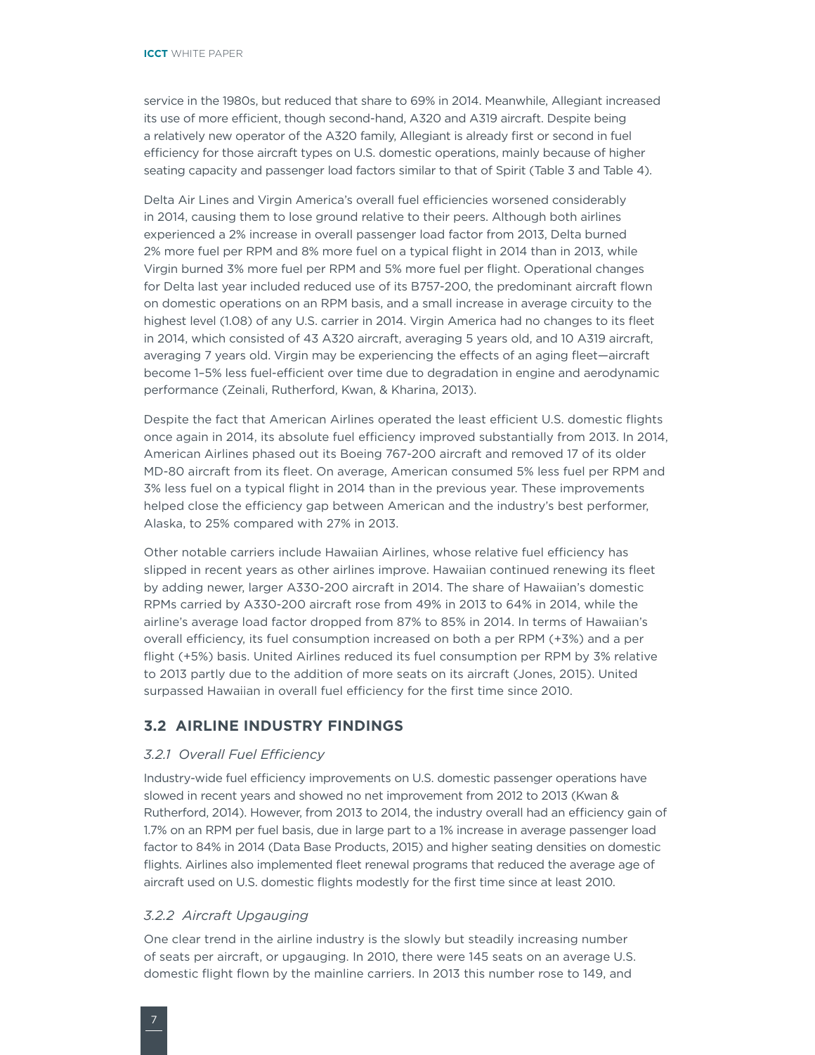service in the 1980s, but reduced that share to 69% in 2014. Meanwhile, Allegiant increased its use of more efficient, though second-hand, A320 and A319 aircraft. Despite being a relatively new operator of the A320 family, Allegiant is already first or second in fuel efficiency for those aircraft types on U.S. domestic operations, mainly because of higher seating capacity and passenger load factors similar to that of Spirit (Table 3 and Table 4).

Delta Air Lines and Virgin America's overall fuel efficiencies worsened considerably in 2014, causing them to lose ground relative to their peers. Although both airlines experienced a 2% increase in overall passenger load factor from 2013, Delta burned 2% more fuel per RPM and 8% more fuel on a typical flight in 2014 than in 2013, while Virgin burned 3% more fuel per RPM and 5% more fuel per flight. Operational changes for Delta last year included reduced use of its B757-200, the predominant aircraft flown on domestic operations on an RPM basis, and a small increase in average circuity to the highest level (1.08) of any U.S. carrier in 2014. Virgin America had no changes to its fleet in 2014, which consisted of 43 A320 aircraft, averaging 5 years old, and 10 A319 aircraft, averaging 7 years old. Virgin may be experiencing the effects of an aging fleet—aircraft become 1–5% less fuel-efficient over time due to degradation in engine and aerodynamic performance (Zeinali, Rutherford, Kwan, & Kharina, 2013).

Despite the fact that American Airlines operated the least efficient U.S. domestic flights once again in 2014, its absolute fuel efficiency improved substantially from 2013. In 2014, American Airlines phased out its Boeing 767-200 aircraft and removed 17 of its older MD-80 aircraft from its fleet. On average, American consumed 5% less fuel per RPM and 3% less fuel on a typical flight in 2014 than in the previous year. These improvements helped close the efficiency gap between American and the industry's best performer, Alaska, to 25% compared with 27% in 2013.

Other notable carriers include Hawaiian Airlines, whose relative fuel efficiency has slipped in recent years as other airlines improve. Hawaiian continued renewing its fleet by adding newer, larger A330-200 aircraft in 2014. The share of Hawaiian's domestic RPMs carried by A330-200 aircraft rose from 49% in 2013 to 64% in 2014, while the airline's average load factor dropped from 87% to 85% in 2014. In terms of Hawaiian's overall efficiency, its fuel consumption increased on both a per RPM (+3%) and a per flight (+5%) basis. United Airlines reduced its fuel consumption per RPM by 3% relative to 2013 partly due to the addition of more seats on its aircraft (Jones, 2015). United surpassed Hawaiian in overall fuel efficiency for the first time since 2010.

## 3.2 AIRLINE INDUSTRY FINDINGS

### *3.2.1 Overall Fuel Efficiency*

Industry-wide fuel efficiency improvements on U.S. domestic passenger operations have slowed in recent years and showed no net improvement from 2012 to 2013 (Kwan & Rutherford, 2014). However, from 2013 to 2014, the industry overall had an efficiency gain of 1.7% on an RPM per fuel basis, due in large part to a 1% increase in average passenger load factor to 84% in 2014 (Data Base Products, 2015) and higher seating densities on domestic flights. Airlines also implemented fleet renewal programs that reduced the average age of aircraft used on U.S. domestic flights modestly for the first time since at least 2010.

### *3.2.2 Aircraft Upgauging*

One clear trend in the airline industry is the slowly but steadily increasing number of seats per aircraft, or upgauging. In 2010, there were 145 seats on an average U.S. domestic flight flown by the mainline carriers. In 2013 this number rose to 149, and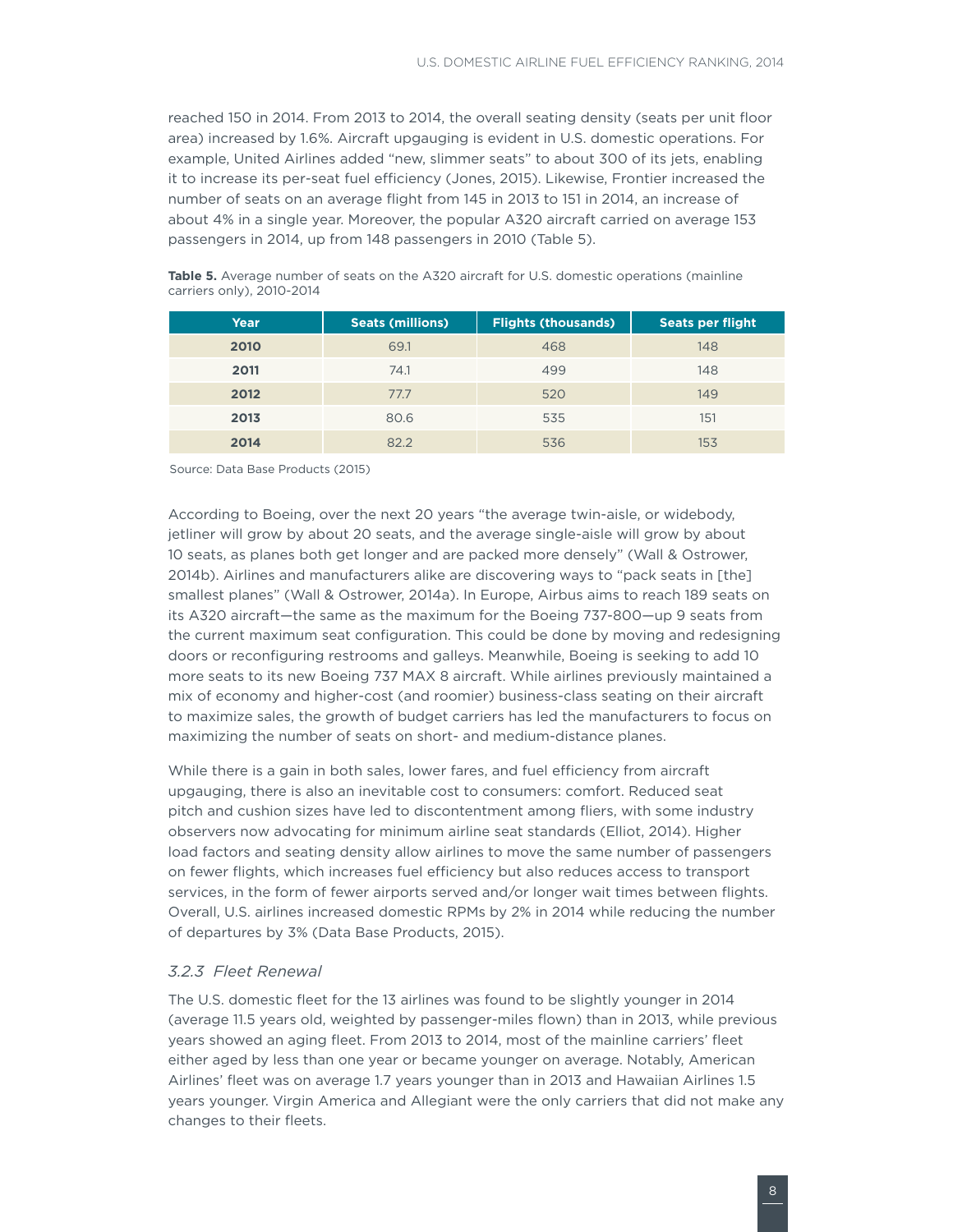reached 150 in 2014. From 2013 to 2014, the overall seating density (seats per unit floor area) increased by 1.6%. Aircraft upgauging is evident in U.S. domestic operations. For example, United Airlines added "new, slimmer seats" to about 300 of its jets, enabling it to increase its per-seat fuel efficiency (Jones, 2015). Likewise, Frontier increased the number of seats on an average flight from 145 in 2013 to 151 in 2014, an increase of about 4% in a single year. Moreover, the popular A320 aircraft carried on average 153 passengers in 2014, up from 148 passengers in 2010 (Table 5).

**Table 5.** Average number of seats on the A320 aircraft for U.S. domestic operations (mainline carriers only), 2010-2014

| Year | Seats (millions) | Flights (thousands) | Seats per flight |
|---|---|---|---|
| **2010** | 69.1 | 468 | 148 |
| **2011** | 74.1 | 499 | 148 |
| **2012** | 77.7 | 520 | 149 |
| **2013** | 80.6 | 535 | 151 |
| **2014** | 82.2 | 536 | 153 |

Source: Data Base Products (2015)

According to Boeing, over the next 20 years "the average twin-aisle, or widebody, jetliner will grow by about 20 seats, and the average single-aisle will grow by about 10 seats, as planes both get longer and are packed more densely" (Wall & Ostrower, 2014b). Airlines and manufacturers alike are discovering ways to "pack seats in [the] smallest planes" (Wall & Ostrower, 2014a). In Europe, Airbus aims to reach 189 seats on its A320 aircraft—the same as the maximum for the Boeing 737-800—up 9 seats from the current maximum seat configuration. This could be done by moving and redesigning doors or reconfiguring restrooms and galleys. Meanwhile, Boeing is seeking to add 10 more seats to its new Boeing 737 MAX 8 aircraft. While airlines previously maintained a mix of economy and higher-cost (and roomier) business-class seating on their aircraft to maximize sales, the growth of budget carriers has led the manufacturers to focus on maximizing the number of seats on short- and medium-distance planes.

While there is a gain in both sales, lower fares, and fuel efficiency from aircraft upgauging, there is also an inevitable cost to consumers: comfort. Reduced seat pitch and cushion sizes have led to discontentment among fliers, with some industry observers now advocating for minimum airline seat standards (Elliot, 2014). Higher load factors and seating density allow airlines to move the same number of passengers on fewer flights, which increases fuel efficiency but also reduces access to transport services, in the form of fewer airports served and/or longer wait times between flights. Overall, U.S. airlines increased domestic RPMs by 2% in 2014 while reducing the number of departures by 3% (Data Base Products, 2015).

### *3.2.3 Fleet Renewal*

The U.S. domestic fleet for the 13 airlines was found to be slightly younger in 2014 (average 11.5 years old, weighted by passenger-miles flown) than in 2013, while previous years showed an aging fleet. From 2013 to 2014, most of the mainline carriers' fleet either aged by less than one year or became younger on average. Notably, American Airlines' fleet was on average 1.7 years younger than in 2013 and Hawaiian Airlines 1.5 years younger. Virgin America and Allegiant were the only carriers that did not make any changes to their fleets.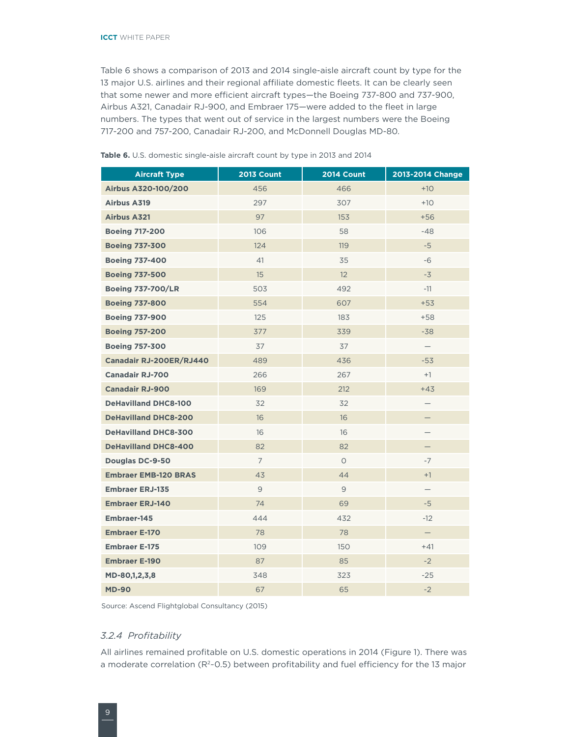Table 6 shows a comparison of 2013 and 2014 single-aisle aircraft count by type for the 13 major U.S. airlines and their regional affiliate domestic fleets. It can be clearly seen that some newer and more efficient aircraft types—the Boeing 737-800 and 737-900, Airbus A321, Canadair RJ-900, and Embraer 175—were added to the fleet in large numbers. The types that went out of service in the largest numbers were the Boeing 717-200 and 757-200, Canadair RJ-200, and McDonnell Douglas MD-80.

**Table 6.** U.S. domestic single-aisle aircraft count by type in 2013 and 2014

| Aircraft Type | 2013 Count | 2014 Count | 2013-2014 Change |
|---|---|---|---|
| **Airbus A320-100/200** | 456 | 466 | +10 |
| **Airbus A319** | 297 | 307 | +10 |
| **Airbus A321** | 97 | 153 | +56 |
| **Boeing 717-200** | 106 | 58 | -48 |
| **Boeing 737-300** | 124 | 119 | -5 |
| **Boeing 737-400** | 41 | 35 | -6 |
| **Boeing 737-500** | 15 | 12 | -3 |
| **Boeing 737-700/LR** | 503 | 492 | -11 |
| **Boeing 737-800** | 554 | 607 | +53 |
| **Boeing 737-900** | 125 | 183 | +58 |
| **Boeing 757-200** | 377 | 339 | -38 |
| **Boeing 757-300** | 37 | 37 | — |
| **Canadair RJ-200ER/RJ440** | 489 | 436 | -53 |
| **Canadair RJ-700** | 266 | 267 | +1 |
| **Canadair RJ-900** | 169 | 212 | +43 |
| **DeHavilland DHC8-100** | 32 | 32 | — |
| **DeHavilland DHC8-200** | 16 | 16 | — |
| **DeHavilland DHC8-300** | 16 | 16 | — |
| **DeHavilland DHC8-400** | 82 | 82 | — |
| **Douglas DC-9-50** | 7 | 0 | -7 |
| **Embraer EMB-120 BRAS** | 43 | 44 | +1 |
| **Embraer ERJ-135** | 9 | 9 | — |
| **Embraer ERJ-140** | 74 | 69 | -5 |
| **Embraer-145** | 444 | 432 | -12 |
| **Embraer E-170** | 78 | 78 | — |
| **Embraer E-175** | 109 | 150 | +41 |
| **Embraer E-190** | 87 | 85 | -2 |
| **MD-80,1,2,3,8** | 348 | 323 | -25 |
| **MD-90** | 67 | 65 | -2 |

Source: Ascend Flightglobal Consultancy (2015)

### *3.2.4 Profitability*

All airlines remained profitable on U.S. domestic operations in 2014 (Figure 1). There was a moderate correlation ($R^2$-0.5) between profitability and fuel efficiency for the 13 major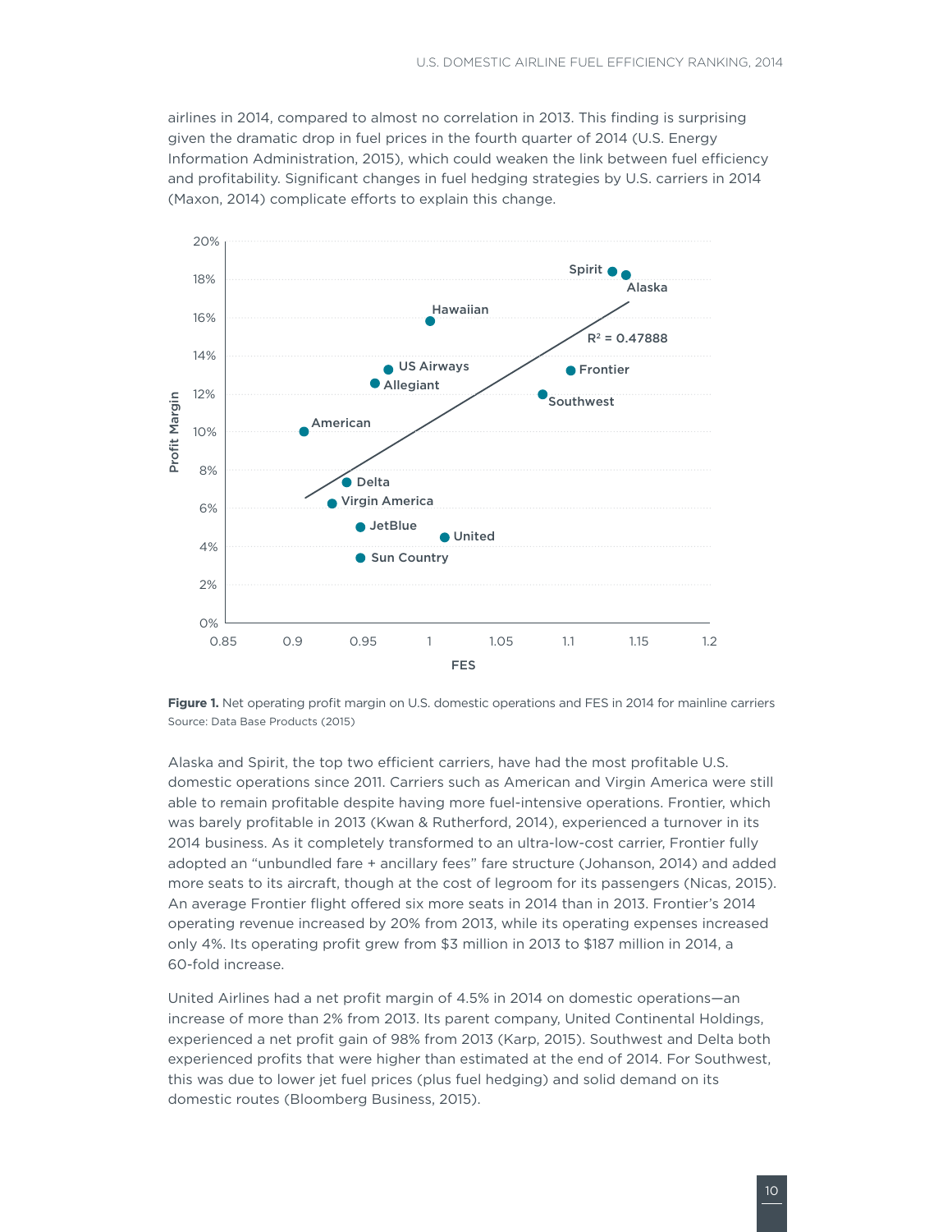airlines in 2014, compared to almost no correlation in 2013. This finding is surprising given the dramatic drop in fuel prices in the fourth quarter of 2014 (U.S. Energy Information Administration, 2015), which could weaken the link between fuel efficiency and profitability. Significant changes in fuel hedging strategies by U.S. carriers in 2014 (Maxon, 2014) complicate efforts to explain this change.

**Figure 1.** Net operating profit margin on U.S. domestic operations and FES in 2014 for mainline carriers
Source: Data Base Products (2015)

Alaska and Spirit, the top two efficient carriers, have had the most profitable U.S. domestic operations since 2011. Carriers such as American and Virgin America were still able to remain profitable despite having more fuel-intensive operations. Frontier, which was barely profitable in 2013 (Kwan & Rutherford, 2014), experienced a turnover in its 2014 business. As it completely transformed to an ultra-low-cost carrier, Frontier fully adopted an "unbundled fare + ancillary fees" fare structure (Johanson, 2014) and added more seats to its aircraft, though at the cost of legroom for its passengers (Nicas, 2015). An average Frontier flight offered six more seats in 2014 than in 2013. Frontier's 2014 operating revenue increased by 20% from 2013, while its operating expenses increased only 4%. Its operating profit grew from $3 million in 2013 to $187 million in 2014, a 60-fold increase.

United Airlines had a net profit margin of 4.5% in 2014 on domestic operations—an increase of more than 2% from 2013. Its parent company, United Continental Holdings, experienced a net profit gain of 98% from 2013 (Karp, 2015). Southwest and Delta both experienced profits that were higher than estimated at the end of 2014. For Southwest, this was due to lower jet fuel prices (plus fuel hedging) and solid demand on its domestic routes (Bloomberg Business, 2015).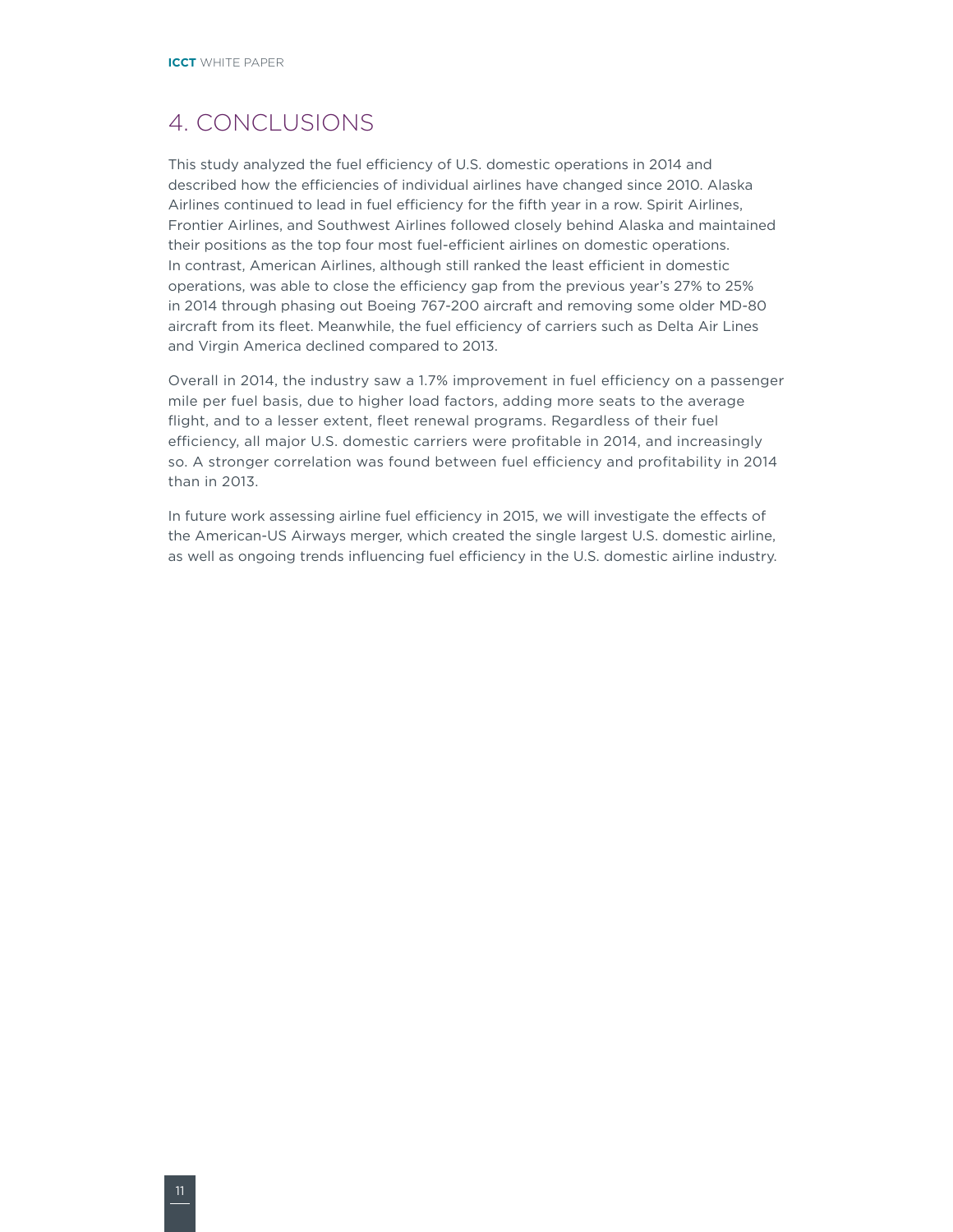# 4. CONCLUSIONS

This study analyzed the fuel efficiency of U.S. domestic operations in 2014 and described how the efficiencies of individual airlines have changed since 2010. Alaska Airlines continued to lead in fuel efficiency for the fifth year in a row. Spirit Airlines, Frontier Airlines, and Southwest Airlines followed closely behind Alaska and maintained their positions as the top four most fuel-efficient airlines on domestic operations. In contrast, American Airlines, although still ranked the least efficient in domestic operations, was able to close the efficiency gap from the previous year's 27% to 25% in 2014 through phasing out Boeing 767-200 aircraft and removing some older MD-80 aircraft from its fleet. Meanwhile, the fuel efficiency of carriers such as Delta Air Lines and Virgin America declined compared to 2013.

Overall in 2014, the industry saw a 1.7% improvement in fuel efficiency on a passenger mile per fuel basis, due to higher load factors, adding more seats to the average flight, and to a lesser extent, fleet renewal programs. Regardless of their fuel efficiency, all major U.S. domestic carriers were profitable in 2014, and increasingly so. A stronger correlation was found between fuel efficiency and profitability in 2014 than in 2013.

In future work assessing airline fuel efficiency in 2015, we will investigate the effects of the American-US Airways merger, which created the single largest U.S. domestic airline, as well as ongoing trends influencing fuel efficiency in the U.S. domestic airline industry.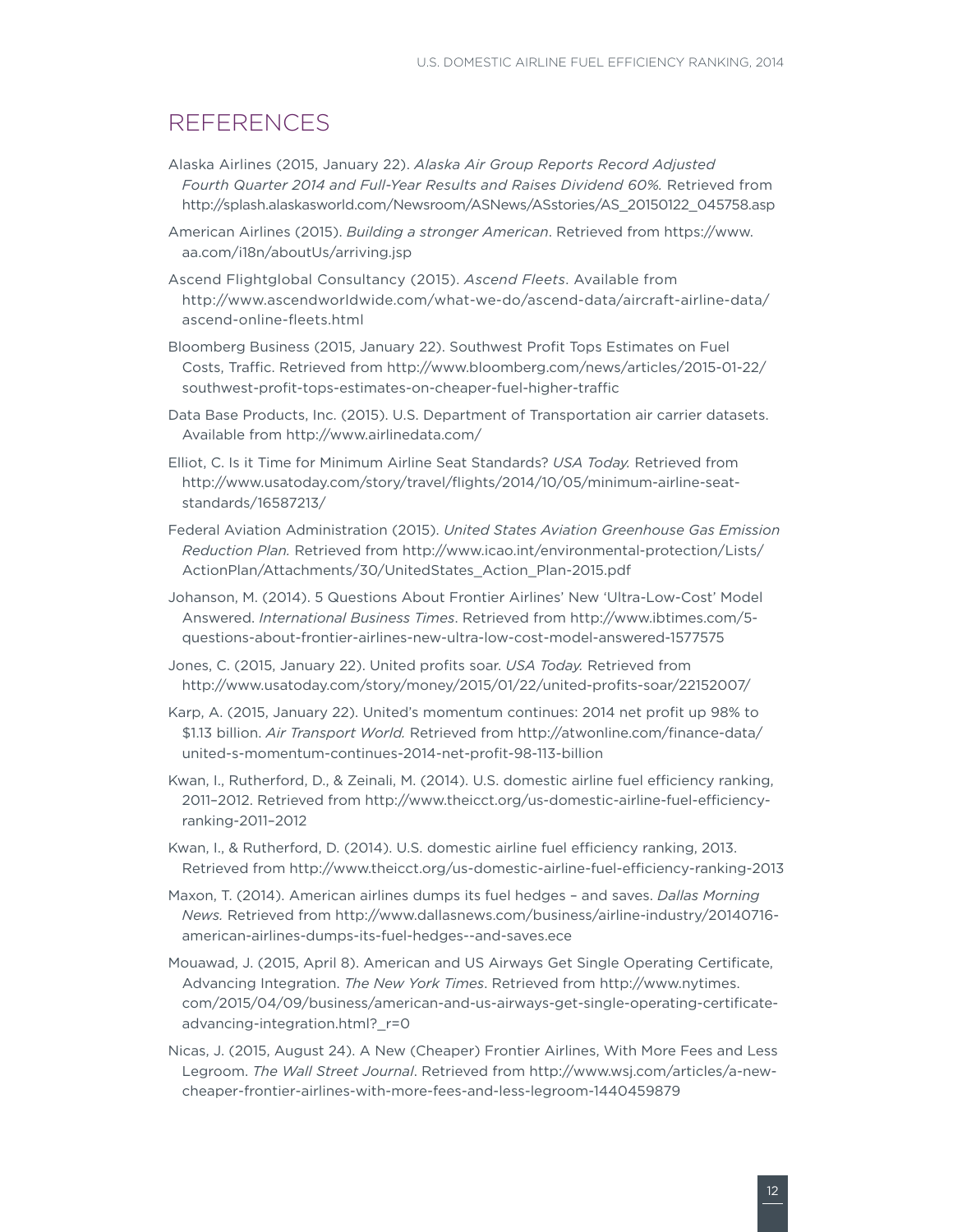## REFERENCES

Alaska Airlines (2015, January 22). *Alaska Air Group Reports Record Adjusted Fourth Quarter 2014 and Full-Year Results and Raises Dividend 60%.* Retrieved from http://splash.alaskasworld.com/Newsroom/ASNews/ASstories/AS_20150122_045758.asp

American Airlines (2015). *Building a stronger American*. Retrieved from https://www.aa.com/i18n/aboutUs/arriving.jsp

Ascend Flightglobal Consultancy (2015). *Ascend Fleets*. Available from http://www.ascendworldwide.com/what-we-do/ascend-data/aircraft-airline-data/ascend-online-fleets.html

Bloomberg Business (2015, January 22). Southwest Profit Tops Estimates on Fuel Costs, Traffic. Retrieved from http://www.bloomberg.com/news/articles/2015-01-22/southwest-profit-tops-estimates-on-cheaper-fuel-higher-traffic

Data Base Products, Inc. (2015). U.S. Department of Transportation air carrier datasets. Available from http://www.airlinedata.com/

Elliot, C. Is it Time for Minimum Airline Seat Standards? *USA Today.* Retrieved from http://www.usatoday.com/story/travel/flights/2014/10/05/minimum-airline-seat-standards/16587213/

Federal Aviation Administration (2015). *United States Aviation Greenhouse Gas Emission Reduction Plan.* Retrieved from http://www.icao.int/environmental-protection/Lists/ActionPlan/Attachments/30/UnitedStates_Action_Plan-2015.pdf

Johanson, M. (2014). 5 Questions About Frontier Airlines' New 'Ultra-Low-Cost' Model Answered. *International Business Times*. Retrieved from http://www.ibtimes.com/5-questions-about-frontier-airlines-new-ultra-low-cost-model-answered-1577575

Jones, C. (2015, January 22). United profits soar. *USA Today.* Retrieved from http://www.usatoday.com/story/money/2015/01/22/united-profits-soar/22152007/

Karp, A. (2015, January 22). United's momentum continues: 2014 net profit up 98% to $1.13 billion. *Air Transport World.* Retrieved from http://atwonline.com/finance-data/united-s-momentum-continues-2014-net-profit-98-113-billion

Kwan, I., Rutherford, D., & Zeinali, M. (2014). U.S. domestic airline fuel efficiency ranking, 2011–2012. Retrieved from http://www.theicct.org/us-domestic-airline-fuel-efficiency-ranking-2011–2012

Kwan, I., & Rutherford, D. (2014). U.S. domestic airline fuel efficiency ranking, 2013. Retrieved from http://www.theicct.org/us-domestic-airline-fuel-efficiency-ranking-2013

Maxon, T. (2014). American airlines dumps its fuel hedges – and saves. *Dallas Morning News.* Retrieved from http://www.dallasnews.com/business/airline-industry/20140716-american-airlines-dumps-its-fuel-hedges--and-saves.ece

Mouawad, J. (2015, April 8). American and US Airways Get Single Operating Certificate, Advancing Integration. *The New York Times*. Retrieved from http://www.nytimes.com/2015/04/09/business/american-and-us-airways-get-single-operating-certificate-advancing-integration.html?_r=0

Nicas, J. (2015, August 24). A New (Cheaper) Frontier Airlines, With More Fees and Less Legroom. *The Wall Street Journal*. Retrieved from http://www.wsj.com/articles/a-new-cheaper-frontier-airlines-with-more-fees-and-less-legroom-1440459879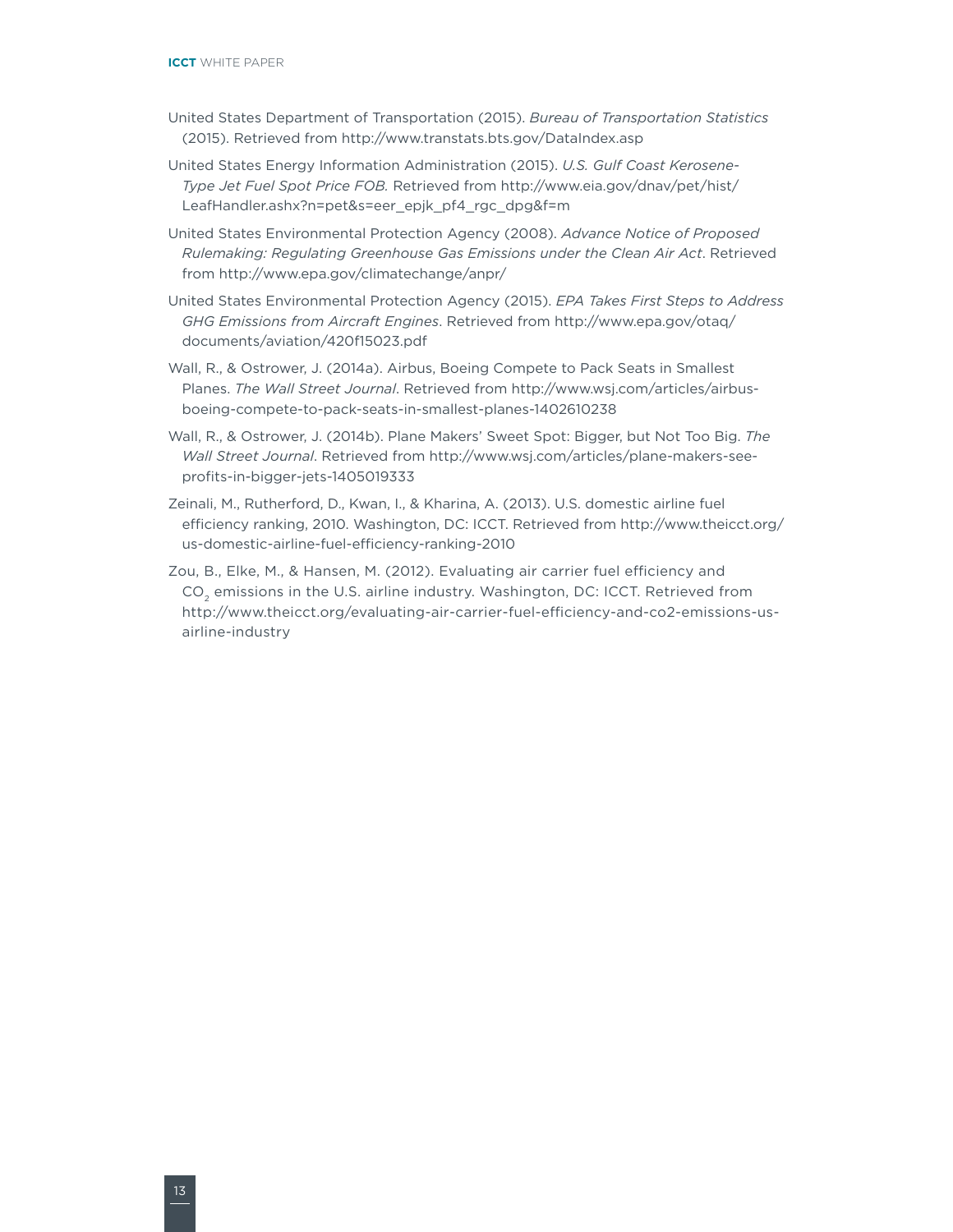United States Department of Transportation (2015). *Bureau of Transportation Statistics* (2015). Retrieved from http://www.transtats.bts.gov/DataIndex.asp

United States Energy Information Administration (2015). *U.S. Gulf Coast Kerosene-Type Jet Fuel Spot Price FOB.* Retrieved from http://www.eia.gov/dnav/pet/hist/LeafHandler.ashx?n=pet&s=eer_epjk_pf4_rgc_dpg&f=m

United States Environmental Protection Agency (2008). *Advance Notice of Proposed Rulemaking: Regulating Greenhouse Gas Emissions under the Clean Air Act*. Retrieved from http://www.epa.gov/climatechange/anpr/

United States Environmental Protection Agency (2015). *EPA Takes First Steps to Address GHG Emissions from Aircraft Engines*. Retrieved from http://www.epa.gov/otaq/documents/aviation/420f15023.pdf

Wall, R., & Ostrower, J. (2014a). Airbus, Boeing Compete to Pack Seats in Smallest Planes. *The Wall Street Journal*. Retrieved from http://www.wsj.com/articles/airbus-boeing-compete-to-pack-seats-in-smallest-planes-1402610238

Wall, R., & Ostrower, J. (2014b). Plane Makers' Sweet Spot: Bigger, but Not Too Big. *The Wall Street Journal*. Retrieved from http://www.wsj.com/articles/plane-makers-see-profits-in-bigger-jets-1405019333

Zeinali, M., Rutherford, D., Kwan, I., & Kharina, A. (2013). U.S. domestic airline fuel efficiency ranking, 2010. Washington, DC: ICCT. Retrieved from http://www.theicct.org/us-domestic-airline-fuel-efficiency-ranking-2010

Zou, B., Elke, M., & Hansen, M. (2012). Evaluating air carrier fuel efficiency and $CO_2$ emissions in the U.S. airline industry. Washington, DC: ICCT. Retrieved from http://www.theicct.org/evaluating-air-carrier-fuel-efficiency-and-co2-emissions-us-airline-industry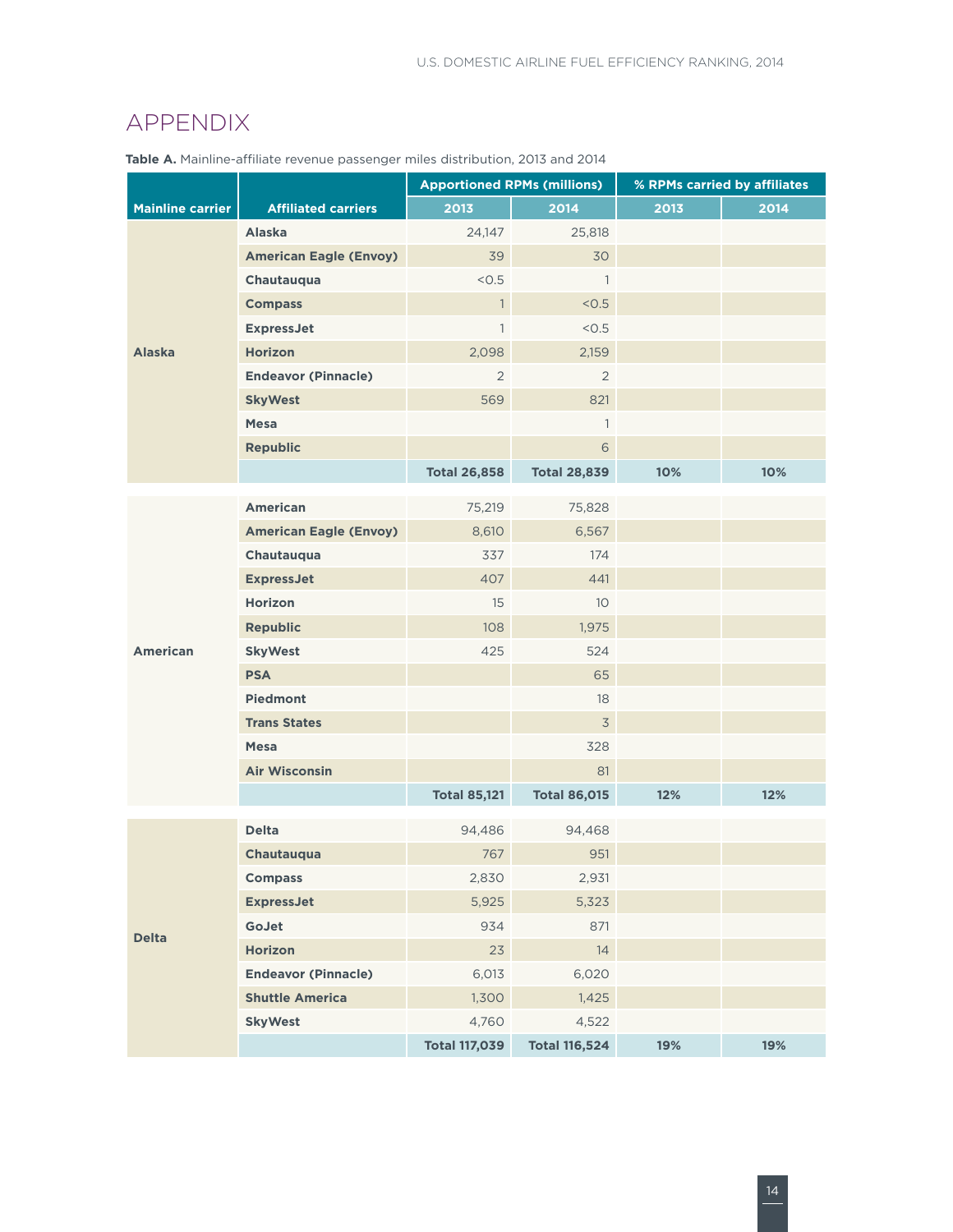## APPENDIX

**Table A.** Mainline-affiliate revenue passenger miles distribution, 2013 and 2014

| Mainline carrier | Affiliated carriers | Apportioned RPMs (millions) | | % RPMs carried by affiliates | |
|---|---|---|---|---|---|
| | | 2013 | 2014 | 2013 | 2014 |
| Alaska | Alaska | 24,147 | 25,818 | | |
| | American Eagle (Envoy) | 39 | 30 | | |
| | Chautauqua | <0.5 | 1 | | |
| | Compass | 1 | <0.5 | | |
| | ExpressJet | 1 | <0.5 | | |
| | Horizon | 2,098 | 2,159 | | |
| | Endeavor (Pinnacle) | 2 | 2 | | |
| | SkyWest | 569 | 821 | | |
| | Mesa | | 1 | | |
| | Republic | | 6 | | |
| | | **Total 26,858** | **Total 28,839** | **10%** | **10%** |
| American | American | 75,219 | 75,828 | | |
| | American Eagle (Envoy) | 8,610 | 6,567 | | |
| | Chautauqua | 337 | 174 | | |
| | ExpressJet | 407 | 441 | | |
| | Horizon | 15 | 10 | | |
| | Republic | 108 | 1,975 | | |
| | SkyWest | 425 | 524 | | |
| | PSA | | 65 | | |
| | Piedmont | | 18 | | |
| | Trans States | | 3 | | |
| | Mesa | | 328 | | |
| | Air Wisconsin | | 81 | | |
| | | **Total 85,121** | **Total 86,015** | **12%** | **12%** |
| Delta | Delta | 94,486 | 94,468 | | |
| | Chautauqua | 767 | 951 | | |
| | Compass | 2,830 | 2,931 | | |
| | ExpressJet | 5,925 | 5,323 | | |
| | GoJet | 934 | 871 | | |
| | Horizon | 23 | 14 | | |
| | Endeavor (Pinnacle) | 6,013 | 6,020 | | |
| | Shuttle America | 1,300 | 1,425 | | |
| | SkyWest | 4,760 | 4,522 | | |
| | | **Total 117,039** | **Total 116,524** | **19%** | **19%** |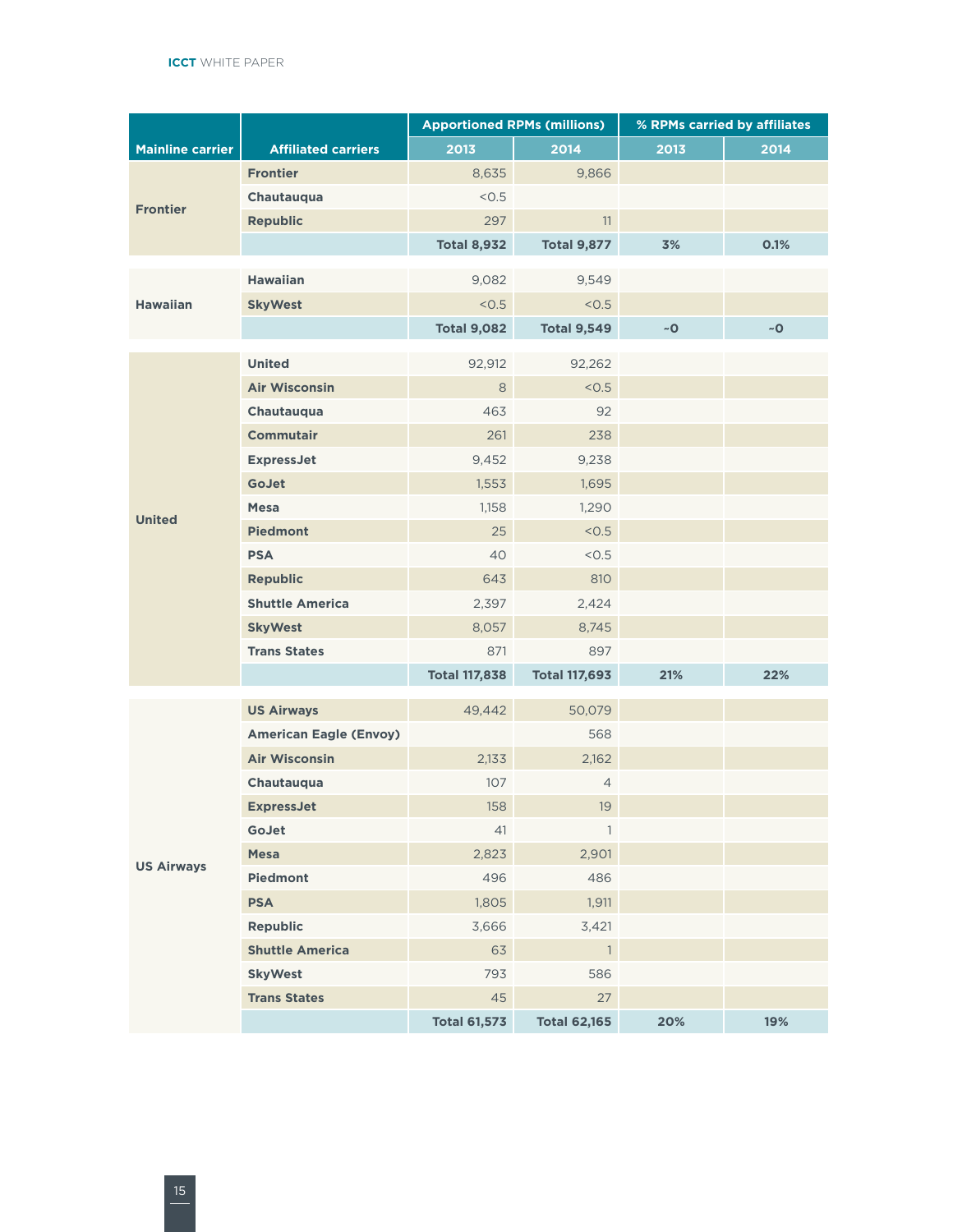| Mainline carrier | Affiliated carriers | Apportioned RPMs (millions) | | % RPMs carried by affiliates | |
|---|---|---|---|---|---|
| | | 2013 | 2014 | 2013 | 2014 |
| Frontier | Frontier | 8,635 | 9,866 | | |
| | Chautauqua | <0.5 | | | |
| | Republic | 297 | 11 | | |
| | | Total 8,932 | Total 9,877 | 3% | 0.1% |
| Hawaiian | Hawaiian | 9,082 | 9,549 | | |
| | SkyWest | <0.5 | <0.5 | | |
| | | Total 9,082 | Total 9,549 | ~0 | ~0 |
| United | United | 92,912 | 92,262 | | |
| | Air Wisconsin | 8 | <0.5 | | |
| | Chautauqua | 463 | 92 | | |
| | Commutair | 261 | 238 | | |
| | ExpressJet | 9,452 | 9,238 | | |
| | GoJet | 1,553 | 1,695 | | |
| | Mesa | 1,158 | 1,290 | | |
| | Piedmont | 25 | <0.5 | | |
| | PSA | 40 | <0.5 | | |
| | Republic | 643 | 810 | | |
| | Shuttle America | 2,397 | 2,424 | | |
| | SkyWest | 8,057 | 8,745 | | |
| | Trans States | 871 | 897 | | |
| | | Total 117,838 | Total 117,693 | 21% | 22% |
| US Airways | US Airways | 49,442 | 50,079 | | |
| | American Eagle (Envoy) | | 568 | | |
| | Air Wisconsin | 2,133 | 2,162 | | |
| | Chautauqua | 107 | 4 | | |
| | ExpressJet | 158 | 19 | | |
| | GoJet | 41 | 1 | | |
| | Mesa | 2,823 | 2,901 | | |
| | Piedmont | 496 | 486 | | |
| | PSA | 1,805 | 1,911 | | |
| | Republic | 3,666 | 3,421 | | |
| | Shuttle America | 63 | 1 | | |
| | SkyWest | 793 | 586 | | |
| | Trans States | 45 | 27 | | |
| | | Total 61,573 | Total 62,165 | 20% | 19% |